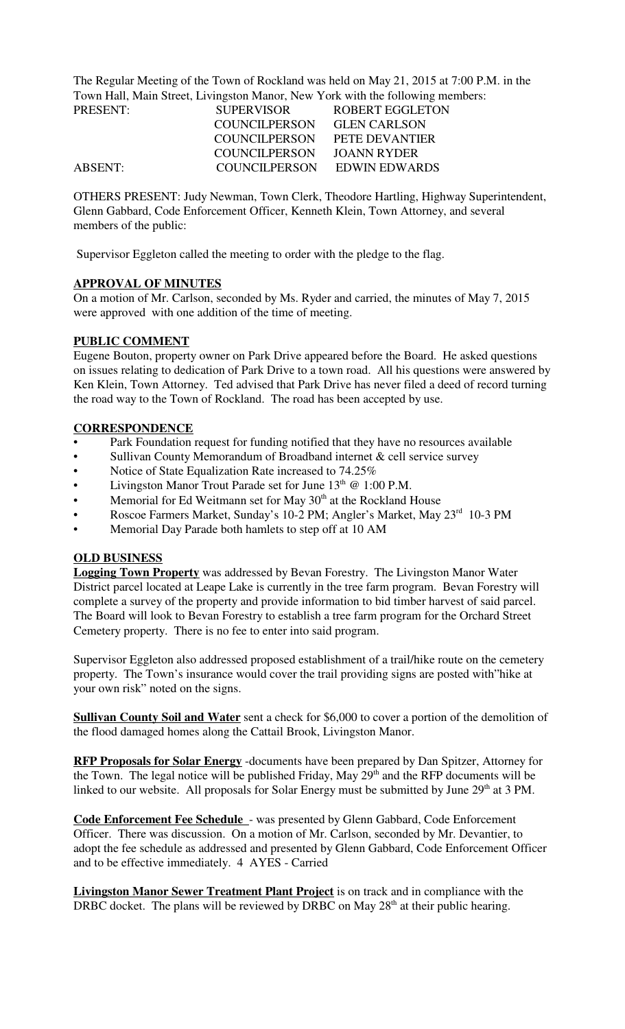The Regular Meeting of the Town of Rockland was held on May 21, 2015 at 7:00 P.M. in the Town Hall, Main Street, Livingston Manor, New York with the following members:

| | | |
|---|---|---|
| PRESENT: | SUPERVISOR | ROBERT EGGLETON |
| | COUNCILPERSON | GLEN CARLSON |
| | COUNCILPERSON | PETE DEVANTIER |
| | COUNCILPERSON | JOANN RYDER |
| ABSENT: | COUNCILPERSON | EDWIN EDWARDS |

OTHERS PRESENT: Judy Newman, Town Clerk, Theodore Hartling, Highway Superintendent, Glenn Gabbard, Code Enforcement Officer, Kenneth Klein, Town Attorney, and several members of the public:

Supervisor Eggleton called the meeting to order with the pledge to the flag.

## APPROVAL OF MINUTES

On a motion of Mr. Carlson, seconded by Ms. Ryder and carried, the minutes of May 7, 2015 were approved with one addition of the time of meeting.

## PUBLIC COMMENT

Eugene Bouton, property owner on Park Drive appeared before the Board. He asked questions on issues relating to dedication of Park Drive to a town road. All his questions were answered by Ken Klein, Town Attorney. Ted advised that Park Drive has never filed a deed of record turning the road way to the Town of Rockland. The road has been accepted by use.

## CORRESPONDENCE

- Park Foundation request for funding notified that they have no resources available
- Sullivan County Memorandum of Broadband internet & cell service survey
- Notice of State Equalization Rate increased to 74.25%
- Livingston Manor Trout Parade set for June 13th @ 1:00 P.M.
- Memorial for Ed Weitmann set for May 30th at the Rockland House
- Roscoe Farmers Market, Sunday's 10-2 PM; Angler's Market, May 23rd 10-3 PM
- Memorial Day Parade both hamlets to step off at 10 AM

## OLD BUSINESS

**Logging Town Property** was addressed by Bevan Forestry. The Livingston Manor Water District parcel located at Leape Lake is currently in the tree farm program. Bevan Forestry will complete a survey of the property and provide information to bid timber harvest of said parcel. The Board will look to Bevan Forestry to establish a tree farm program for the Orchard Street Cemetery property. There is no fee to enter into said program.

Supervisor Eggleton also addressed proposed establishment of a trail/hike route on the cemetery property. The Town's insurance would cover the trail providing signs are posted with"hike at your own risk" noted on the signs.

**Sullivan County Soil and Water** sent a check for $6,000 to cover a portion of the demolition of the flood damaged homes along the Cattail Brook, Livingston Manor.

**RFP Proposals for Solar Energy** -documents have been prepared by Dan Spitzer, Attorney for the Town. The legal notice will be published Friday, May 29th and the RFP documents will be linked to our website. All proposals for Solar Energy must be submitted by June 29th at 3 PM.

**Code Enforcement Fee Schedule** - was presented by Glenn Gabbard, Code Enforcement Officer. There was discussion. On a motion of Mr. Carlson, seconded by Mr. Devantier, to adopt the fee schedule as addressed and presented by Glenn Gabbard, Code Enforcement Officer and to be effective immediately. 4 AYES - Carried

**Livingston Manor Sewer Treatment Plant Project** is on track and in compliance with the DRBC docket. The plans will be reviewed by DRBC on May 28th at their public hearing.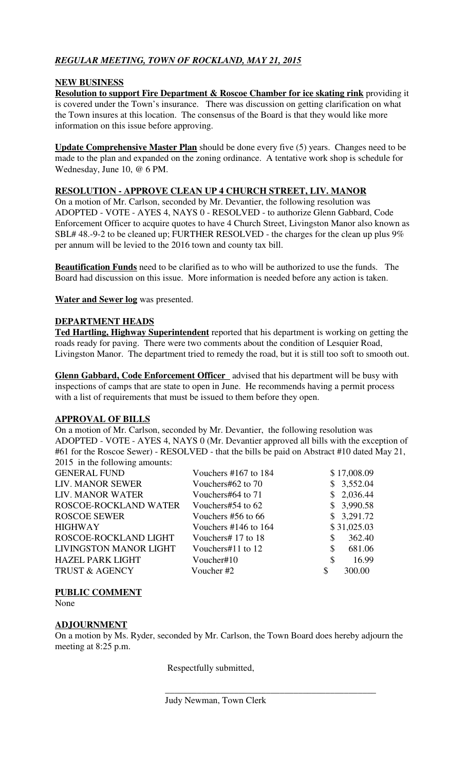***REGULAR MEETING, TOWN OF ROCKLAND, MAY 21, 2015***

**NEW BUSINESS**

**Resolution to support Fire Department & Roscoe Chamber for ice skating rink** providing it is covered under the Town's insurance. There was discussion on getting clarification on what the Town insures at this location. The consensus of the Board is that they would like more information on this issue before approving.

**Update Comprehensive Master Plan** should be done every five (5) years. Changes need to be made to the plan and expanded on the zoning ordinance. A tentative work shop is schedule for Wednesday, June 10, @ 6 PM.

**RESOLUTION - APPROVE CLEAN UP 4 CHURCH STREET, LIV. MANOR**

On a motion of Mr. Carlson, seconded by Mr. Devantier, the following resolution was ADOPTED - VOTE - AYES 4, NAYS 0 - RESOLVED - to authorize Glenn Gabbard, Code Enforcement Officer to acquire quotes to have 4 Church Street, Livingston Manor also known as SBL# 48.-9-2 to be cleaned up; FURTHER RESOLVED - the charges for the clean up plus 9% per annum will be levied to the 2016 town and county tax bill.

**Beautification Funds** need to be clarified as to who will be authorized to use the funds. The Board had discussion on this issue. More information is needed before any action is taken.

**Water and Sewer log** was presented.

**DEPARTMENT HEADS**

**Ted Hartling, Highway Superintendent** reported that his department is working on getting the roads ready for paving. There were two comments about the condition of Lesquier Road, Livingston Manor. The department tried to remedy the road, but it is still too soft to smooth out.

**Glenn Gabbard, Code Enforcement Officer** advised that his department will be busy with inspections of camps that are state to open in June. He recommends having a permit process with a list of requirements that must be issued to them before they open.

**APPROVAL OF BILLS**

On a motion of Mr. Carlson, seconded by Mr. Devantier, the following resolution was ADOPTED - VOTE - AYES 4, NAYS 0 (Mr. Devantier approved all bills with the exception of #61 for the Roscoe Sewer) - RESOLVED - that the bills be paid on Abstract #10 dated May 21, 2015 in the following amounts:

| | | |
|---|---|---|
| GENERAL FUND | Vouchers #167 to 184 | $ 17,008.09 |
| LIV. MANOR SEWER | Vouchers#62 to 70 | $ 3,552.04 |
| LIV. MANOR WATER | Vouchers#64 to 71 | $ 2,036.44 |
| ROSCOE-ROCKLAND WATER | Vouchers#54 to 62 | $ 3,990.58 |
| ROSCOE SEWER | Vouchers #56 to 66 | $ 3,291.72 |
| HIGHWAY | Vouchers #146 to 164 | $ 31,025.03 |
| ROSCOE-ROCKLAND LIGHT | Vouchers# 17 to 18 | $ 362.40 |
| LIVINGSTON MANOR LIGHT | Vouchers#11 to 12 | $ 681.06 |
| HAZEL PARK LIGHT | Voucher#10 | $ 16.99 |
| TRUST & AGENCY | Voucher #2 | $ 300.00 |

**PUBLIC COMMENT**

None

**ADJOURNMENT**

On a motion by Ms. Ryder, seconded by Mr. Carlson, the Town Board does hereby adjourn the meeting at 8:25 p.m.

Respectfully submitted,

\_\_\_\_\_\_\_\_\_\_\_\_\_\_\_\_\_\_\_\_\_\_\_\_\_\_\_\_\_\_\_\_\_\_\_\_\_\_\_\_\_\_\_\_\_\_

Judy Newman, Town Clerk